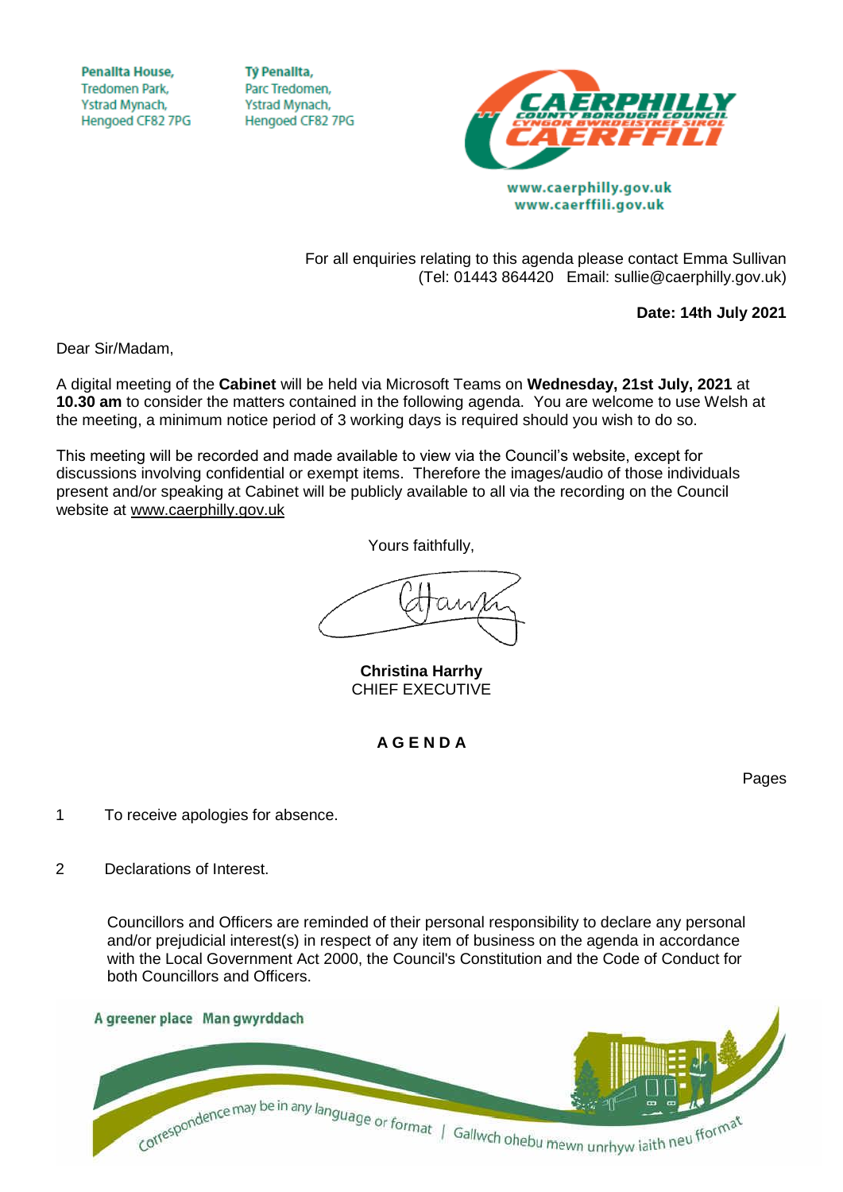Penallta House,
Tredomen Park,
Ystrad Mynach,
Hengoed CF82 7PG

Tŷ Penallta,
Parc Tredomen,
Ystrad Mynach,
Hengoed CF82 7PG

www.caerphilly.gov.uk
www.caerffili.gov.uk

For all enquiries relating to this agenda please contact Emma Sullivan
(Tel: 01443 864420 Email: sullie@caerphilly.gov.uk)

**Date: 14th July 2021**

Dear Sir/Madam,

A digital meeting of the **Cabinet** will be held via Microsoft Teams on **Wednesday, 21st July, 2021** at **10.30 am** to consider the matters contained in the following agenda. You are welcome to use Welsh at the meeting, a minimum notice period of 3 working days is required should you wish to do so.

This meeting will be recorded and made available to view via the Council's website, except for discussions involving confidential or exempt items. Therefore the images/audio of those individuals present and/or speaking at Cabinet will be publicly available to all via the recording on the Council website at www.caerphilly.gov.uk

Yours faithfully,

**Christina Harrhy**
CHIEF EXECUTIVE

## A G E N D A

Pages

1 To receive apologies for absence.

2 Declarations of Interest.

Councillors and Officers are reminded of their personal responsibility to declare any personal and/or prejudicial interest(s) in respect of any item of business on the agenda in accordance with the Local Government Act 2000, the Council's Constitution and the Code of Conduct for both Councillors and Officers.

A greener place Man gwyrddach

Correspondence may be in any language or format | Gallwch ohebu mewn unrhyw iaith neu fformat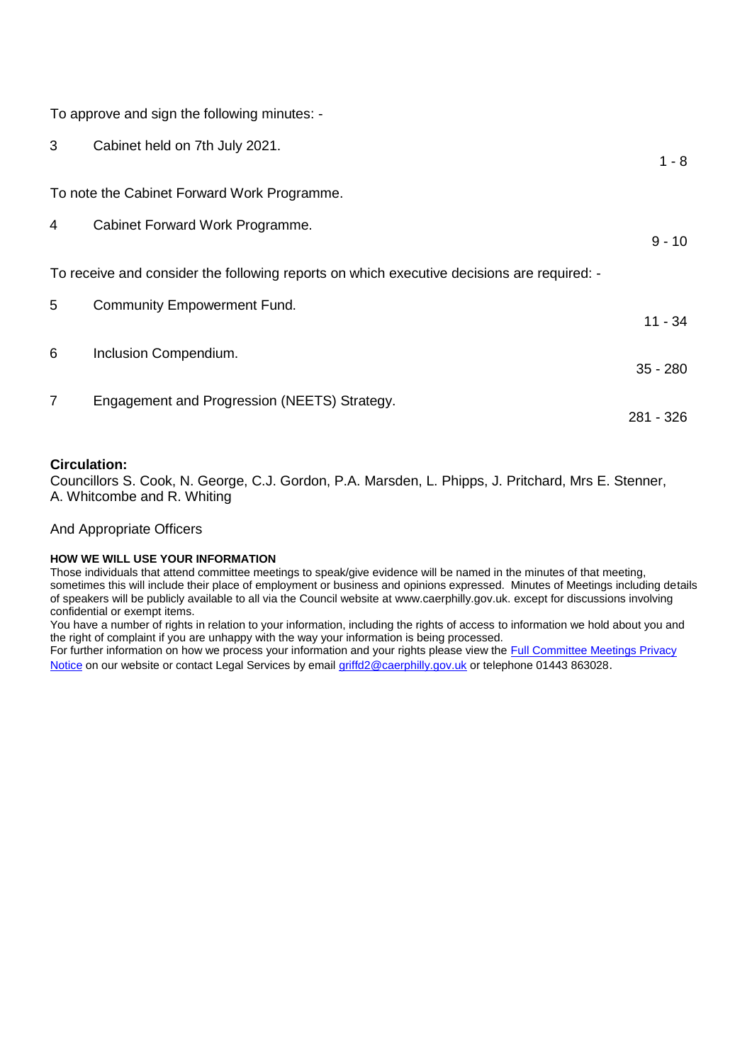To approve and sign the following minutes: -

| | | |
|---|---|---|
| 3 | Cabinet held on 7th July 2021. | 1 - 8 |

To note the Cabinet Forward Work Programme.

| | | |
|---|---|---|
| 4 | Cabinet Forward Work Programme. | 9 - 10 |

To receive and consider the following reports on which executive decisions are required: -

| | | |
|---|---|---|
| 5 | Community Empowerment Fund. | 11 - 34 |
| 6 | Inclusion Compendium. | 35 - 280 |
| 7 | Engagement and Progression (NEETS) Strategy. | 281 - 326 |

**Circulation:**
Councillors S. Cook, N. George, C.J. Gordon, P.A. Marsden, L. Phipps, J. Pritchard, Mrs E. Stenner, A. Whitcombe and R. Whiting

And Appropriate Officers

**HOW WE WILL USE YOUR INFORMATION**
Those individuals that attend committee meetings to speak/give evidence will be named in the minutes of that meeting, sometimes this will include their place of employment or business and opinions expressed. Minutes of Meetings including details of speakers will be publicly available to all via the Council website at www.caerphilly.gov.uk. except for discussions involving confidential or exempt items.
You have a number of rights in relation to your information, including the rights of access to information we hold about you and the right of complaint if you are unhappy with the way your information is being processed.
For further information on how we process your information and your rights please view the Full Committee Meetings Privacy Notice on our website or contact Legal Services by email griffd2@caerphilly.gov.uk or telephone 01443 863028.